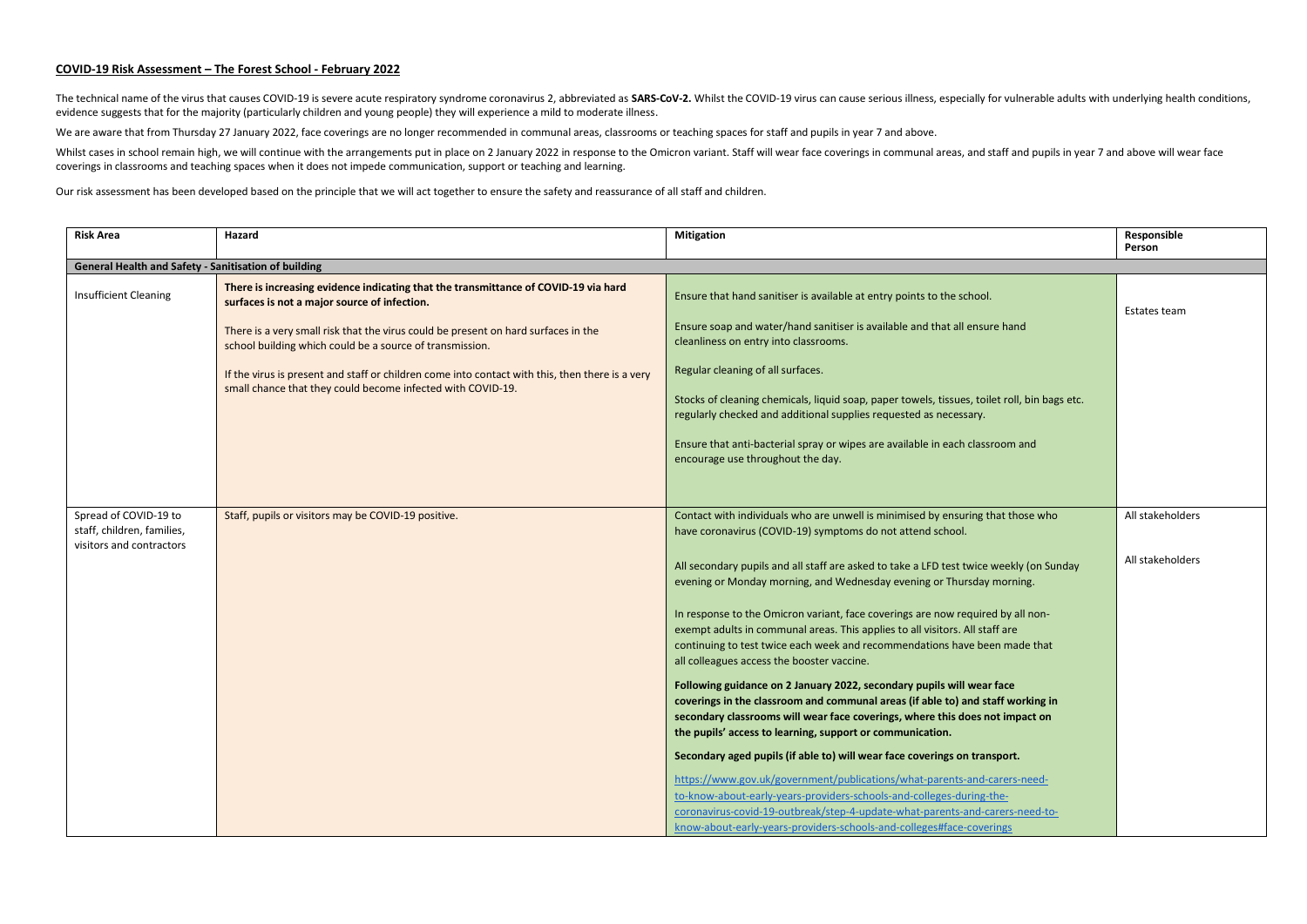## COVID-19 Risk Assessment – The Forest School - February 2022

The technical name of the virus that causes COVID-19 is severe acute respiratory syndrome coronavirus 2, abbreviated as **SARS-CoV-2.** Whilst the COVID-19 virus can cause serious illness, especially for vulnerable adults with underlying health conditions, evidence suggests that for the majority (particularly children and young people) they will experience a mild to moderate illness.

We are aware that from Thursday 27 January 2022, face coverings are no longer recommended in communal areas, classrooms or teaching spaces for staff and pupils in year 7 and above.

Whilst cases in school remain high, we will continue with the arrangements put in place on 2 January 2022 in response to the Omicron variant. Staff will wear face coverings in communal areas, and staff and pupils in year 7 and above will wear face coverings in classrooms and teaching spaces when it does not impede communication, support or teaching and learning.

Our risk assessment has been developed based on the principle that we will act together to ensure the safety and reassurance of all staff and children.

| Risk Area | Hazard | Mitigation | Responsible Person |
|---|---|---|---|
| **General Health and Safety - Sanitisation of building** | | | |
| Insufficient Cleaning | **There is increasing evidence indicating that the transmittance of COVID-19 via hard surfaces is not a major source of infection.**<br><br>There is a very small risk that the virus could be present on hard surfaces in the school building which could be a source of transmission.<br><br>If the virus is present and staff or children come into contact with this, then there is a very small chance that they could become infected with COVID-19. | Ensure that hand sanitiser is available at entry points to the school.<br><br>Ensure soap and water/hand sanitiser is available and that all ensure hand cleanliness on entry into classrooms.<br><br>Regular cleaning of all surfaces.<br><br>Stocks of cleaning chemicals, liquid soap, paper towels, tissues, toilet roll, bin bags etc. regularly checked and additional supplies requested as necessary.<br><br>Ensure that anti-bacterial spray or wipes are available in each classroom and encourage use throughout the day. | Estates team |
| Spread of COVID-19 to staff, children, families, visitors and contractors | Staff, pupils or visitors may be COVID-19 positive. | Contact with individuals who are unwell is minimised by ensuring that those who have coronavirus (COVID-19) symptoms do not attend school.<br><br>All secondary pupils and all staff are asked to take a LFD test twice weekly (on Sunday evening or Monday morning, and Wednesday evening or Thursday morning.<br><br>In response to the Omicron variant, face coverings are now required by all non-exempt adults in communal areas. This applies to all visitors. All staff are continuing to test twice each week and recommendations have been made that all colleagues access the booster vaccine.<br><br>**Following guidance on 2 January 2022, secondary pupils will wear face coverings in the classroom and communal areas (if able to) and staff working in secondary classrooms will wear face coverings, where this does not impact on the pupils' access to learning, support or communication.**<br><br>**Secondary aged pupils (if able to) will wear face coverings on transport.**<br><br>https://www.gov.uk/government/publications/what-parents-and-carers-need-to-know-about-early-years-providers-schools-and-colleges-during-the-coronavirus-covid-19-outbreak/step-4-update-what-parents-and-carers-need-to-know-about-early-years-providers-schools-and-colleges#face-coverings | All stakeholders<br><br>All stakeholders |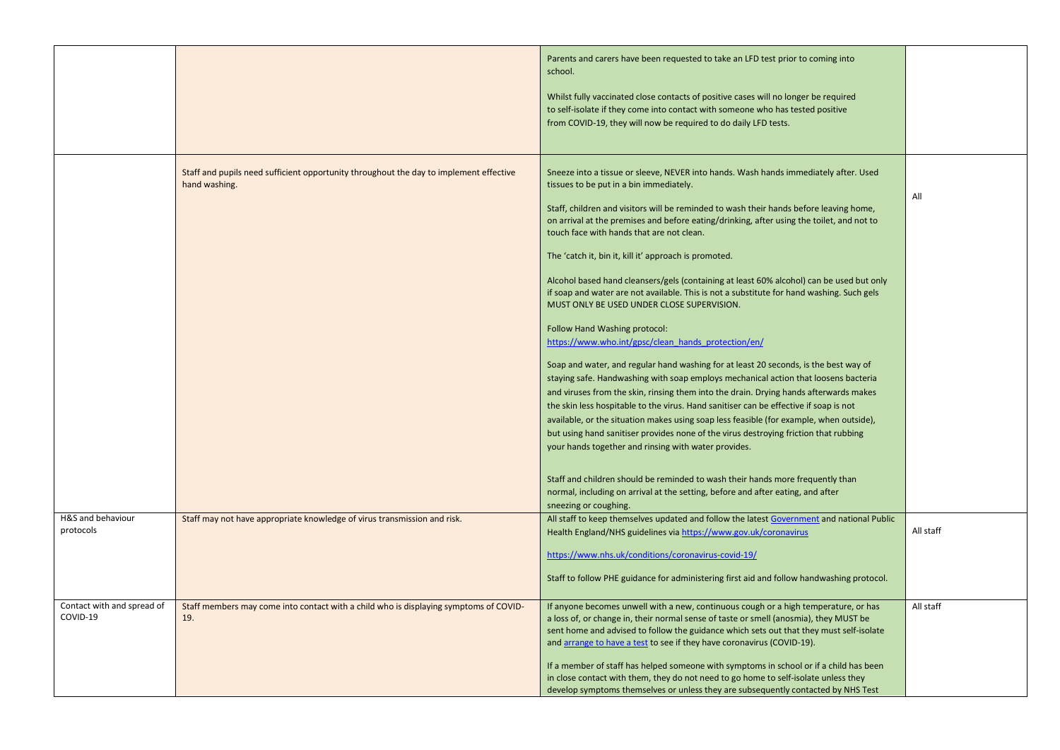| | | | |
|---|---|---|---|
| | | Parents and carers have been requested to take an LFD test prior to coming into school.<br><br>Whilst fully vaccinated close contacts of positive cases will no longer be required to self-isolate if they come into contact with someone who has tested positive from COVID-19, they will now be required to do daily LFD tests. | |
| | Staff and pupils need sufficient opportunity throughout the day to implement effective hand washing. | Sneeze into a tissue or sleeve, NEVER into hands. Wash hands immediately after. Used tissues to be put in a bin immediately.<br><br>Staff, children and visitors will be reminded to wash their hands before leaving home, on arrival at the premises and before eating/drinking, after using the toilet, and not to touch face with hands that are not clean.<br><br>The 'catch it, bin it, kill it' approach is promoted.<br><br>Alcohol based hand cleansers/gels (containing at least 60% alcohol) can be used but only if soap and water are not available. This is not a substitute for hand washing. Such gels MUST ONLY BE USED UNDER CLOSE SUPERVISION.<br><br>Follow Hand Washing protocol:<br>https://www.who.int/gpsc/clean_hands_protection/en/<br><br>Soap and water, and regular hand washing for at least 20 seconds, is the best way of staying safe. Handwashing with soap employs mechanical action that loosens bacteria and viruses from the skin, rinsing them into the drain. Drying hands afterwards makes the skin less hospitable to the virus. Hand sanitiser can be effective if soap is not available, or the situation makes using soap less feasible (for example, when outside), but using hand sanitiser provides none of the virus destroying friction that rubbing your hands together and rinsing with water provides.<br><br>Staff and children should be reminded to wash their hands more frequently than normal, including on arrival at the setting, before and after eating, and after sneezing or coughing. | All |
| H&S and behaviour protocols | Staff may not have appropriate knowledge of virus transmission and risk. | All staff to keep themselves updated and follow the latest Government and national Public Health England/NHS guidelines via https://www.gov.uk/coronavirus<br><br>https://www.nhs.uk/conditions/coronavirus-covid-19/<br><br>Staff to follow PHE guidance for administering first aid and follow handwashing protocol. | All staff |
| Contact with and spread of COVID-19 | Staff members may come into contact with a child who is displaying symptoms of COVID-19. | If anyone becomes unwell with a new, continuous cough or a high temperature, or has a loss of, or change in, their normal sense of taste or smell (anosmia), they MUST be sent home and advised to follow the guidance which sets out that they must self-isolate and arrange to have a test to see if they have coronavirus (COVID-19).<br><br>If a member of staff has helped someone with symptoms in school or if a child has been in close contact with them, they do not need to go home to self-isolate unless they develop symptoms themselves or unless they are subsequently contacted by NHS Test | All staff |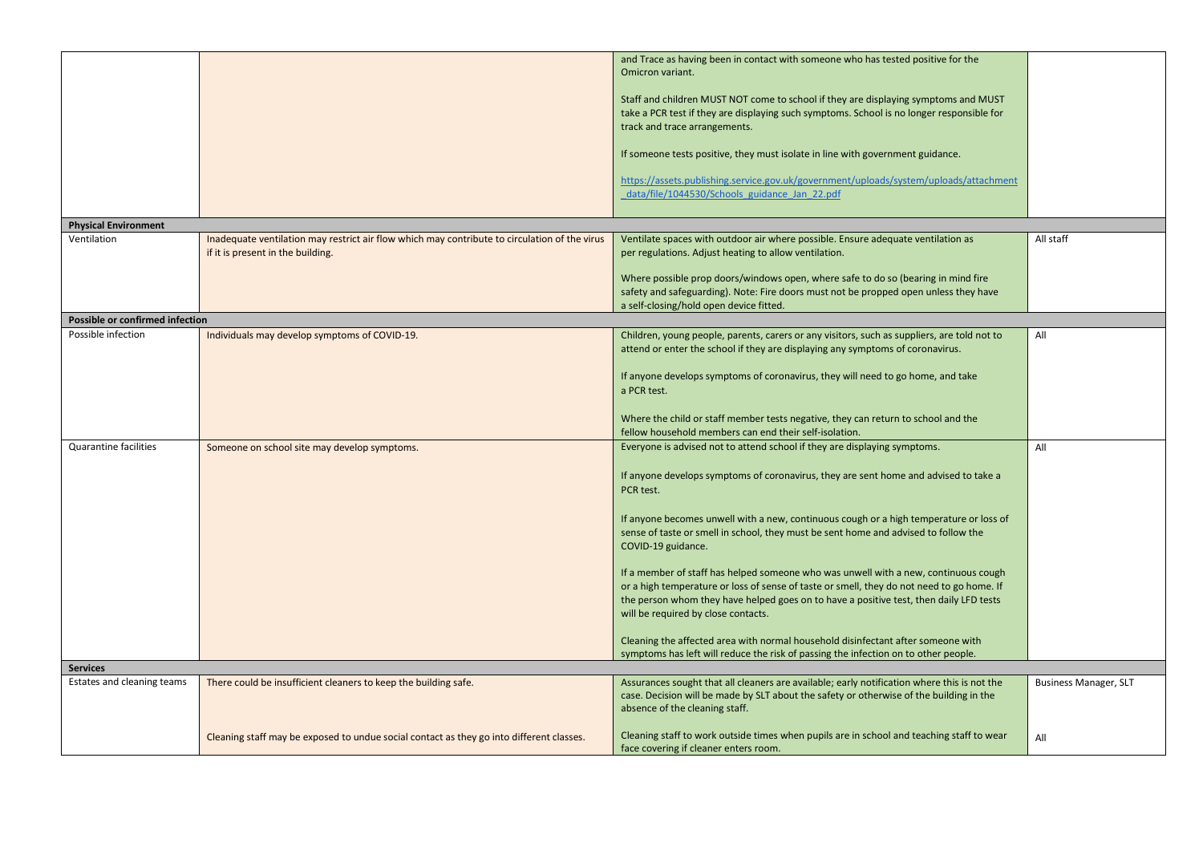| | | | |
|---|---|---|---|
| | | and Trace as having been in contact with someone who has tested positive for the Omicron variant.<br><br>Staff and children MUST NOT come to school if they are displaying symptoms and MUST take a PCR test if they are displaying such symptoms. School is no longer responsible for track and trace arrangements.<br><br>If someone tests positive, they must isolate in line with government guidance.<br><br>https://assets.publishing.service.gov.uk/government/uploads/system/uploads/attachment_data/file/1044530/Schools_guidance_Jan_22.pdf | |
| **Physical Environment** | | | |
| Ventilation | Inadequate ventilation may restrict air flow which may contribute to circulation of the virus if it is present in the building. | Ventilate spaces with outdoor air where possible. Ensure adequate ventilation as per regulations. Adjust heating to allow ventilation.<br><br>Where possible prop doors/windows open, where safe to do so (bearing in mind fire safety and safeguarding). Note: Fire doors must not be propped open unless they have a self-closing/hold open device fitted. | All staff |
| **Possible or confirmed infection** | | | |
| Possible infection | Individuals may develop symptoms of COVID-19. | Children, young people, parents, carers or any visitors, such as suppliers, are told not to attend or enter the school if they are displaying any symptoms of coronavirus.<br><br>If anyone develops symptoms of coronavirus, they will need to go home, and take a PCR test.<br><br>Where the child or staff member tests negative, they can return to school and the fellow household members can end their self-isolation. | All |
| Quarantine facilities | Someone on school site may develop symptoms. | Everyone is advised not to attend school if they are displaying symptoms.<br><br>If anyone develops symptoms of coronavirus, they are sent home and advised to take a PCR test.<br><br>If anyone becomes unwell with a new, continuous cough or a high temperature or loss of sense of taste or smell in school, they must be sent home and advised to follow the COVID-19 guidance.<br><br>If a member of staff has helped someone who was unwell with a new, continuous cough or a high temperature or loss of sense of taste or smell, they do not need to go home. If the person whom they have helped goes on to have a positive test, then daily LFD tests will be required by close contacts.<br><br>Cleaning the affected area with normal household disinfectant after someone with symptoms has left will reduce the risk of passing the infection on to other people. | All |
| **Services** | | | |
| Estates and cleaning teams | There could be insufficient cleaners to keep the building safe. | Assurances sought that all cleaners are available; early notification where this is not the case. Decision will be made by SLT about the safety or otherwise of the building in the absence of the cleaning staff. | Business Manager, SLT |
| | Cleaning staff may be exposed to undue social contact as they go into different classes. | Cleaning staff to work outside times when pupils are in school and teaching staff to wear face covering if cleaner enters room. | All |